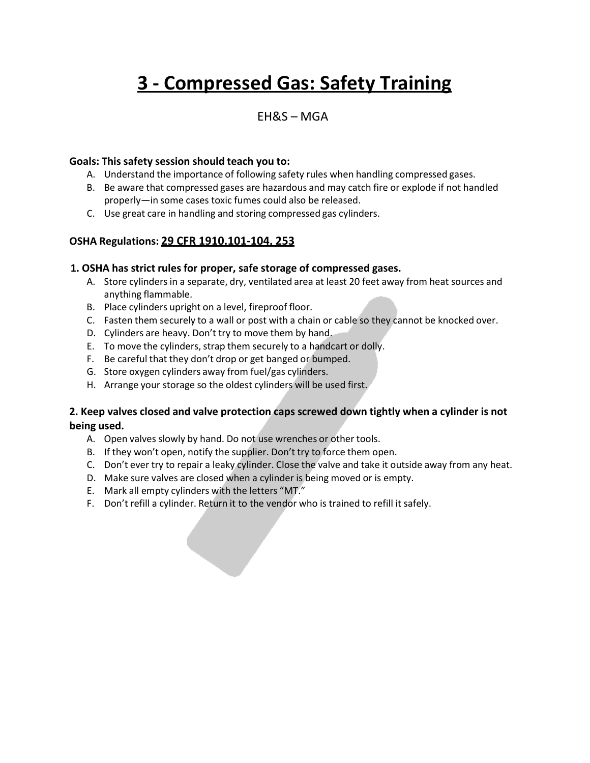# 3 - Compressed Gas: Safety Training

EH&S – MGA

**Goals: This safety session should teach you to:**

A. Understand the importance of following safety rules when handling compressed gases.
B. Be aware that compressed gases are hazardous and may catch fire or explode if not handled properly—in some cases toxic fumes could also be released.
C. Use great care in handling and storing compressed gas cylinders.

**OSHA Regulations: 29 CFR 1910.101-104, 253**

**1. OSHA has strict rules for proper, safe storage of compressed gases.**

A. Store cylinders in a separate, dry, ventilated area at least 20 feet away from heat sources and anything flammable.
B. Place cylinders upright on a level, fireproof floor.
C. Fasten them securely to a wall or post with a chain or cable so they cannot be knocked over.
D. Cylinders are heavy. Don't try to move them by hand.
E. To move the cylinders, strap them securely to a handcart or dolly.
F. Be careful that they don't drop or get banged or bumped.
G. Store oxygen cylinders away from fuel/gas cylinders.
H. Arrange your storage so the oldest cylinders will be used first.

**2. Keep valves closed and valve protection caps screwed down tightly when a cylinder is not being used.**

A. Open valves slowly by hand. Do not use wrenches or other tools.
B. If they won't open, notify the supplier. Don't try to force them open.
C. Don't ever try to repair a leaky cylinder. Close the valve and take it outside away from any heat.
D. Make sure valves are closed when a cylinder is being moved or is empty.
E. Mark all empty cylinders with the letters "MT."
F. Don't refill a cylinder. Return it to the vendor who is trained to refill it safely.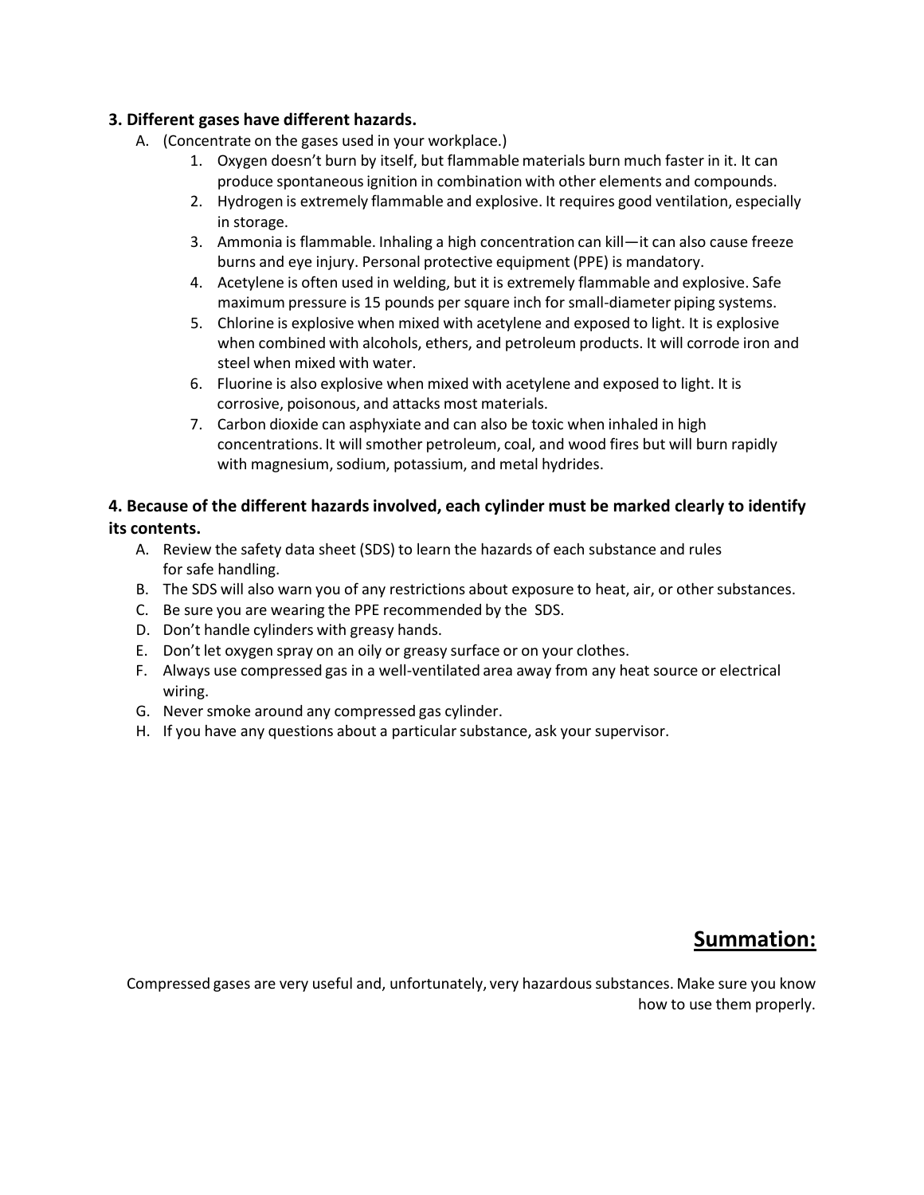**3. Different gases have different hazards.**

A. (Concentrate on the gases used in your workplace.)
   1. Oxygen doesn't burn by itself, but flammable materials burn much faster in it. It can produce spontaneous ignition in combination with other elements and compounds.
   2. Hydrogen is extremely flammable and explosive. It requires good ventilation, especially in storage.
   3. Ammonia is flammable. Inhaling a high concentration can kill—it can also cause freeze burns and eye injury. Personal protective equipment (PPE) is mandatory.
   4. Acetylene is often used in welding, but it is extremely flammable and explosive. Safe maximum pressure is 15 pounds per square inch for small-diameter piping systems.
   5. Chlorine is explosive when mixed with acetylene and exposed to light. It is explosive when combined with alcohols, ethers, and petroleum products. It will corrode iron and steel when mixed with water.
   6. Fluorine is also explosive when mixed with acetylene and exposed to light. It is corrosive, poisonous, and attacks most materials.
   7. Carbon dioxide can asphyxiate and can also be toxic when inhaled in high concentrations. It will smother petroleum, coal, and wood fires but will burn rapidly with magnesium, sodium, potassium, and metal hydrides.

**4. Because of the different hazards involved, each cylinder must be marked clearly to identify its contents.**

A. Review the safety data sheet (SDS) to learn the hazards of each substance and rules for safe handling.
B. The SDS will also warn you of any restrictions about exposure to heat, air, or other substances.
C. Be sure you are wearing the PPE recommended by the SDS.
D. Don't handle cylinders with greasy hands.
E. Don't let oxygen spray on an oily or greasy surface or on your clothes.
F. Always use compressed gas in a well-ventilated area away from any heat source or electrical wiring.
G. Never smoke around any compressed gas cylinder.
H. If you have any questions about a particular substance, ask your supervisor.

## Summation:

Compressed gases are very useful and, unfortunately, very hazardous substances. Make sure you know how to use them properly.